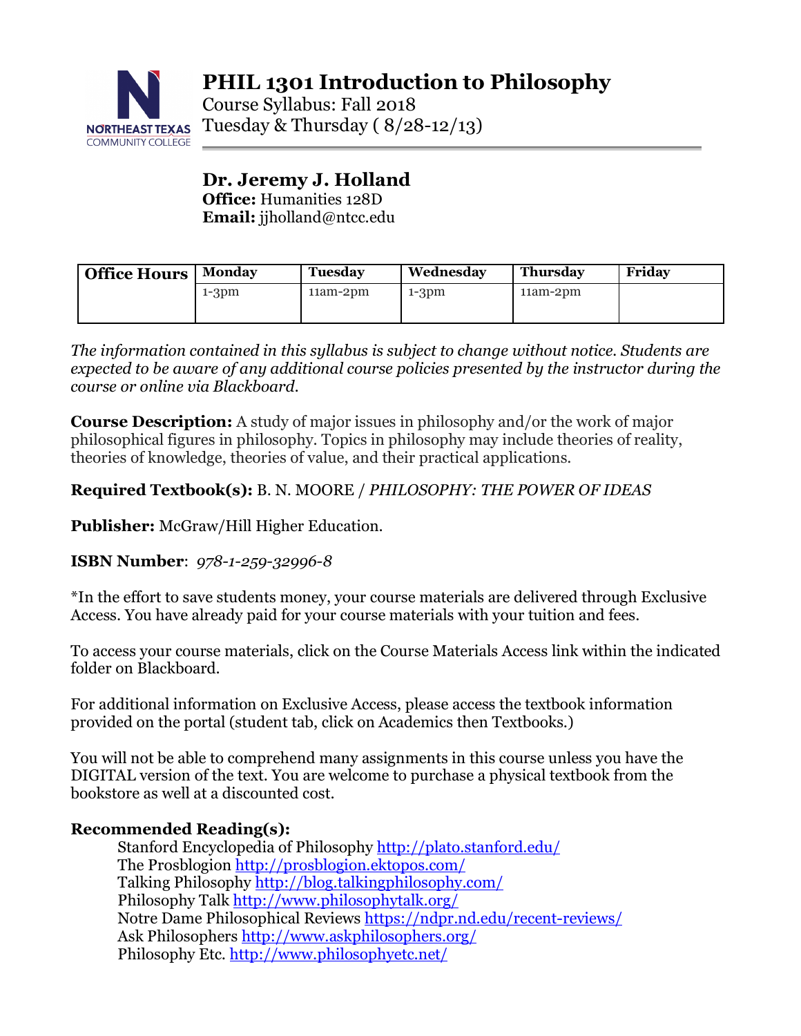# PHIL 1301 Introduction to Philosophy

Course Syllabus: Fall 2018

Tuesday & Thursday ( 8/28-12/13)

**Dr. Jeremy J. Holland**

**Office:** Humanities 128D

**Email:** jjholland@ntcc.edu

| **Office Hours** | **Monday** | **Tuesday** | **Wednesday** | **Thursday** | **Friday** |
|---|---|---|---|---|---|
| | 1-3pm | 11am-2pm | 1-3pm | 11am-2pm | |

*The information contained in this syllabus is subject to change without notice. Students are expected to be aware of any additional course policies presented by the instructor during the course or online via Blackboard.*

**Course Description:** A study of major issues in philosophy and/or the work of major philosophical figures in philosophy. Topics in philosophy may include theories of reality, theories of knowledge, theories of value, and their practical applications.

**Required Textbook(s):** B. N. MOORE / *PHILOSOPHY: THE POWER OF IDEAS*

**Publisher:** McGraw/Hill Higher Education.

**ISBN Number**: *978-1-259-32996-8*

*In the effort to save students money, your course materials are delivered through Exclusive Access. You have already paid for your course materials with your tuition and fees.

To access your course materials, click on the Course Materials Access link within the indicated folder on Blackboard.

For additional information on Exclusive Access, please access the textbook information provided on the portal (student tab, click on Academics then Textbooks.)

You will not be able to comprehend many assignments in this course unless you have the DIGITAL version of the text. You are welcome to purchase a physical textbook from the bookstore as well at a discounted cost.

**Recommended Reading(s):**

- Stanford Encyclopedia of Philosophy http://plato.stanford.edu/
- The Prosblogion http://prosblogion.ektopos.com/
- Talking Philosophy http://blog.talkingphilosophy.com/
- Philosophy Talk http://www.philosophytalk.org/
- Notre Dame Philosophical Reviews https://ndpr.nd.edu/recent-reviews/
- Ask Philosophers http://www.askphilosophers.org/
- Philosophy Etc. http://www.philosophyetc.net/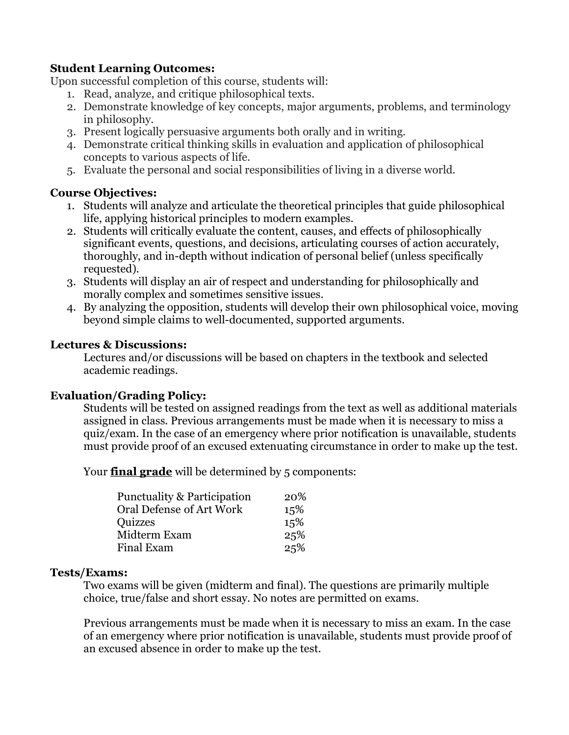**Student Learning Outcomes:**

Upon successful completion of this course, students will:

1. Read, analyze, and critique philosophical texts.
2. Demonstrate knowledge of key concepts, major arguments, problems, and terminology in philosophy.
3. Present logically persuasive arguments both orally and in writing.
4. Demonstrate critical thinking skills in evaluation and application of philosophical concepts to various aspects of life.
5. Evaluate the personal and social responsibilities of living in a diverse world.

**Course Objectives:**

1. Students will analyze and articulate the theoretical principles that guide philosophical life, applying historical principles to modern examples.
2. Students will critically evaluate the content, causes, and effects of philosophically significant events, questions, and decisions, articulating courses of action accurately, thoroughly, and in-depth without indication of personal belief (unless specifically requested).
3. Students will display an air of respect and understanding for philosophically and morally complex and sometimes sensitive issues.
4. By analyzing the opposition, students will develop their own philosophical voice, moving beyond simple claims to well-documented, supported arguments.

**Lectures & Discussions:**

Lectures and/or discussions will be based on chapters in the textbook and selected academic readings.

**Evaluation/Grading Policy:**

Students will be tested on assigned readings from the text as well as additional materials assigned in class. Previous arrangements must be made when it is necessary to miss a quiz/exam. In the case of an emergency where prior notification is unavailable, students must provide proof of an excused extenuating circumstance in order to make up the test.

Your **final grade** will be determined by 5 components:

| Component | Weight |
|---|---|
| Punctuality & Participation | 20% |
| Oral Defense of Art Work | 15% |
| Quizzes | 15% |
| Midterm Exam | 25% |
| Final Exam | 25% |

**Tests/Exams:**

Two exams will be given (midterm and final). The questions are primarily multiple choice, true/false and short essay. No notes are permitted on exams.

Previous arrangements must be made when it is necessary to miss an exam. In the case of an emergency where prior notification is unavailable, students must provide proof of an excused absence in order to make up the test.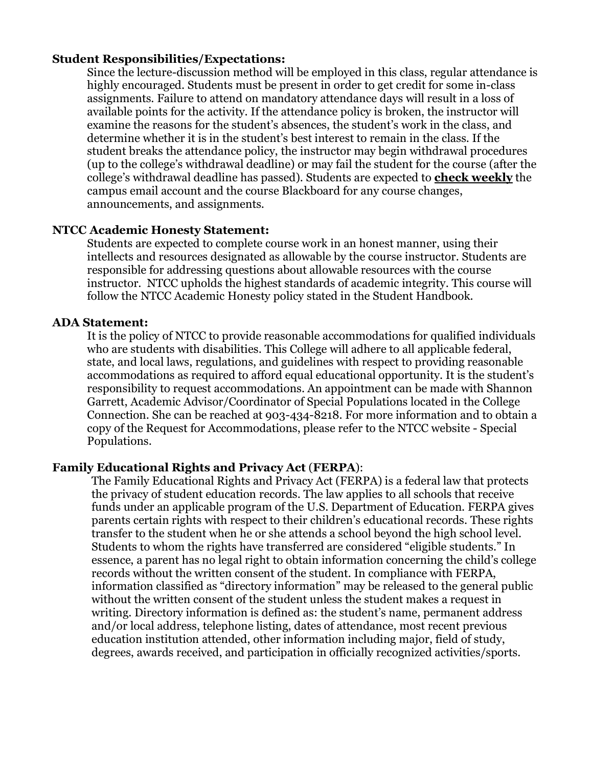**Student Responsibilities/Expectations:**

Since the lecture-discussion method will be employed in this class, regular attendance is highly encouraged. Students must be present in order to get credit for some in-class assignments. Failure to attend on mandatory attendance days will result in a loss of available points for the activity. If the attendance policy is broken, the instructor will examine the reasons for the student's absences, the student's work in the class, and determine whether it is in the student's best interest to remain in the class. If the student breaks the attendance policy, the instructor may begin withdrawal procedures (up to the college's withdrawal deadline) or may fail the student for the course (after the college's withdrawal deadline has passed). Students are expected to **check weekly** the campus email account and the course Blackboard for any course changes, announcements, and assignments.

**NTCC Academic Honesty Statement:**

Students are expected to complete course work in an honest manner, using their intellects and resources designated as allowable by the course instructor. Students are responsible for addressing questions about allowable resources with the course instructor. NTCC upholds the highest standards of academic integrity. This course will follow the NTCC Academic Honesty policy stated in the Student Handbook.

**ADA Statement:**

It is the policy of NTCC to provide reasonable accommodations for qualified individuals who are students with disabilities. This College will adhere to all applicable federal, state, and local laws, regulations, and guidelines with respect to providing reasonable accommodations as required to afford equal educational opportunity. It is the student's responsibility to request accommodations. An appointment can be made with Shannon Garrett, Academic Advisor/Coordinator of Special Populations located in the College Connection. She can be reached at 903-434-8218. For more information and to obtain a copy of the Request for Accommodations, please refer to the NTCC website - Special Populations.

**Family Educational Rights and Privacy Act (FERPA):**

The Family Educational Rights and Privacy Act (FERPA) is a federal law that protects the privacy of student education records. The law applies to all schools that receive funds under an applicable program of the U.S. Department of Education. FERPA gives parents certain rights with respect to their children's educational records. These rights transfer to the student when he or she attends a school beyond the high school level. Students to whom the rights have transferred are considered "eligible students." In essence, a parent has no legal right to obtain information concerning the child's college records without the written consent of the student. In compliance with FERPA, information classified as "directory information" may be released to the general public without the written consent of the student unless the student makes a request in writing. Directory information is defined as: the student's name, permanent address and/or local address, telephone listing, dates of attendance, most recent previous education institution attended, other information including major, field of study, degrees, awards received, and participation in officially recognized activities/sports.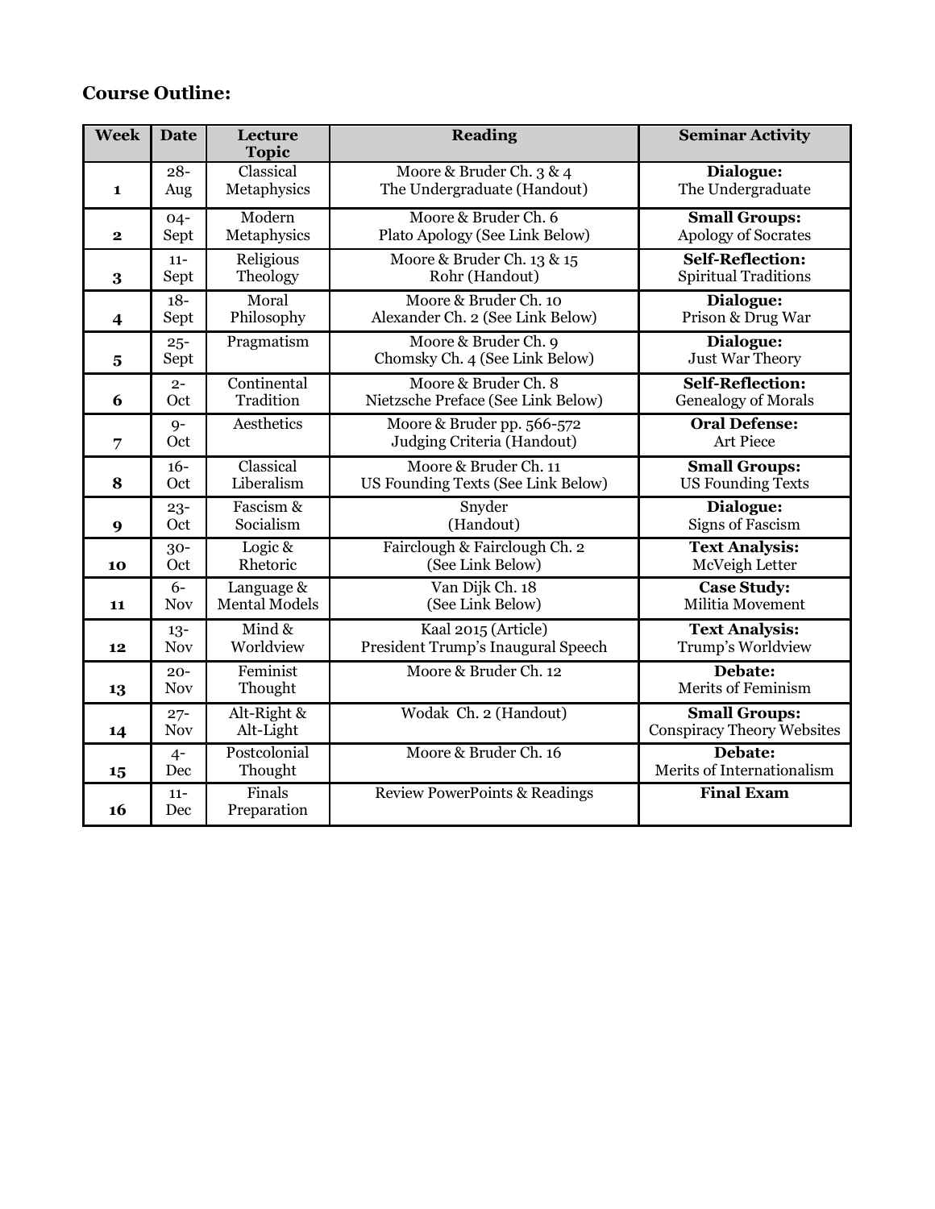**Course Outline:**

| Week | Date | Lecture Topic | Reading | Seminar Activity |
| --- | --- | --- | --- | --- |
| 1 | 28-Aug | Classical Metaphysics | Moore & Bruder Ch. 3 & 4<br>The Undergraduate (Handout) | **Dialogue:**<br>The Undergraduate |
| 2 | 04-Sept | Modern Metaphysics | Moore & Bruder Ch. 6<br>Plato Apology (See Link Below) | **Small Groups:**<br>Apology of Socrates |
| 3 | 11-Sept | Religious Theology | Moore & Bruder Ch. 13 & 15<br>Rohr (Handout) | **Self-Reflection:**<br>Spiritual Traditions |
| 4 | 18-Sept | Moral Philosophy | Moore & Bruder Ch. 10<br>Alexander Ch. 2 (See Link Below) | **Dialogue:**<br>Prison & Drug War |
| 5 | 25-Sept | Pragmatism | Moore & Bruder Ch. 9<br>Chomsky Ch. 4 (See Link Below) | **Dialogue:**<br>Just War Theory |
| 6 | 2-Oct | Continental Tradition | Moore & Bruder Ch. 8<br>Nietzsche Preface (See Link Below) | **Self-Reflection:**<br>Genealogy of Morals |
| 7 | 9-Oct | Aesthetics | Moore & Bruder pp. 566-572<br>Judging Criteria (Handout) | **Oral Defense:**<br>Art Piece |
| 8 | 16-Oct | Classical Liberalism | Moore & Bruder Ch. 11<br>US Founding Texts (See Link Below) | **Small Groups:**<br>US Founding Texts |
| 9 | 23-Oct | Fascism & Socialism | Snyder<br>(Handout) | **Dialogue:**<br>Signs of Fascism |
| 10 | 30-Oct | Logic & Rhetoric | Fairclough & Fairclough Ch. 2<br>(See Link Below) | **Text Analysis:**<br>McVeigh Letter |
| 11 | 6-Nov | Language & Mental Models | Van Dijk Ch. 18<br>(See Link Below) | **Case Study:**<br>Militia Movement |
| 12 | 13-Nov | Mind & Worldview | Kaal 2015 (Article)<br>President Trump's Inaugural Speech | **Text Analysis:**<br>Trump's Worldview |
| 13 | 20-Nov | Feminist Thought | Moore & Bruder Ch. 12 | **Debate:**<br>Merits of Feminism |
| 14 | 27-Nov | Alt-Right & Alt-Light | Wodak Ch. 2 (Handout) | **Small Groups:**<br>Conspiracy Theory Websites |
| 15 | 4-Dec | Postcolonial Thought | Moore & Bruder Ch. 16 | **Debate:**<br>Merits of Internationalism |
| 16 | 11-Dec | Finals Preparation | Review PowerPoints & Readings | **Final Exam** |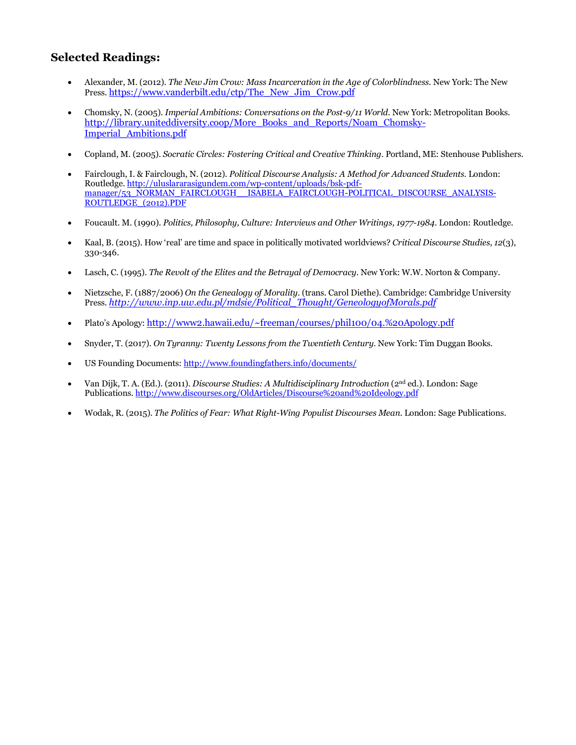## Selected Readings:

- Alexander, M. (2012). *The New Jim Crow: Mass Incarceration in the Age of Colorblindness*. New York: The New Press. https://www.vanderbilt.edu/ctp/The_New_Jim_Crow.pdf

- Chomsky, N. (2005). *Imperial Ambitions: Conversations on the Post-9/11 World*. New York: Metropolitan Books. http://library.uniteddiversity.coop/More_Books_and_Reports/Noam_Chomsky-Imperial_Ambitions.pdf

- Copland, M. (2005). *Socratic Circles: Fostering Critical and Creative Thinking*. Portland, ME: Stenhouse Publishers.

- Fairclough, I. & Fairclough, N. (2012). *Political Discourse Analysis: A Method for Advanced Students*. London: Routledge. http://uluslararasigundem.com/wp-content/uploads/bsk-pdf-manager/53_NORMAN_FAIRCLOUGH__ISABELA_FAIRCLOUGH-POLITICAL_DISCOURSE_ANALYSIS-ROUTLEDGE_(2012).PDF

- Foucault. M. (1990). *Politics, Philosophy, Culture: Interviews and Other Writings, 1977-1984*. London: Routledge.

- Kaal, B. (2015). How 'real' are time and space in politically motivated worldviews? *Critical Discourse Studies*, *12*(3), 330-346.

- Lasch, C. (1995). *The Revolt of the Elites and the Betrayal of Democracy*. New York: W.W. Norton & Company.

- Nietzsche, F. (1887/2006) *On the Genealogy of Morality*. (trans. Carol Diethe). Cambridge: Cambridge University Press. *http://www.inp.uw.edu.pl/mdsie/Political_Thought/GeneologyofMorals.pdf*

- Plato's Apology: http://www2.hawaii.edu/~freeman/courses/phil100/04.%20Apology.pdf

- Snyder, T. (2017). *On Tyranny: Twenty Lessons from the Twentieth Century*. New York: Tim Duggan Books.

- US Founding Documents: http://www.foundingfathers.info/documents/

- Van Dijk, T. A. (Ed.). (2011). *Discourse Studies: A Multidisciplinary Introduction* (2nd ed.). London: Sage Publications. http://www.discourses.org/OldArticles/Discourse%20and%20Ideology.pdf

- Wodak, R. (2015). *The Politics of Fear: What Right-Wing Populist Discourses Mean*. London: Sage Publications.